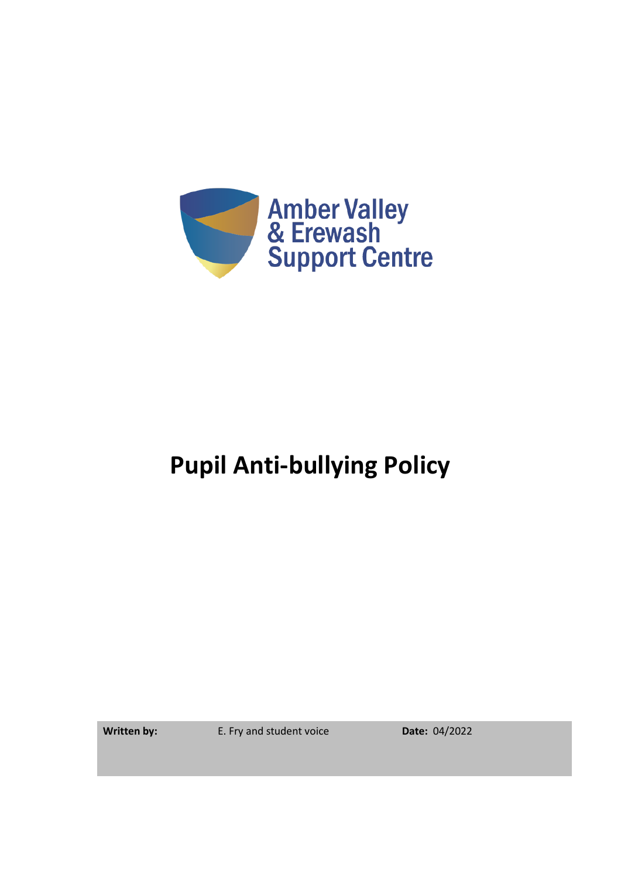Amber Valley & Erewash Support Centre

# Pupil Anti-bullying Policy

| **Written by:** | E. Fry and student voice | **Date:** 04/2022 |
| --- | --- | --- |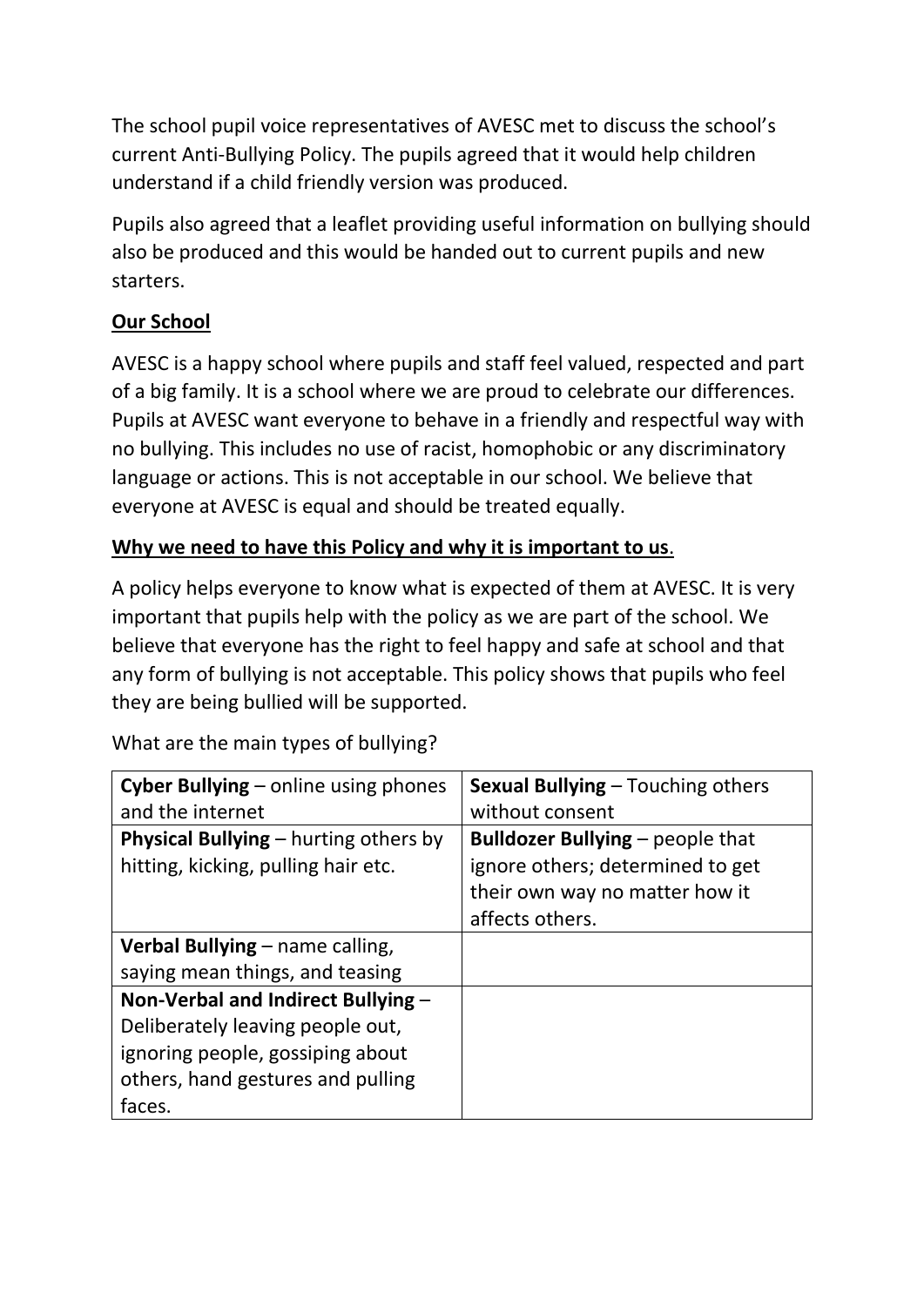The school pupil voice representatives of AVESC met to discuss the school's current Anti-Bullying Policy. The pupils agreed that it would help children understand if a child friendly version was produced.

Pupils also agreed that a leaflet providing useful information on bullying should also be produced and this would be handed out to current pupils and new starters.

**Our School**

AVESC is a happy school where pupils and staff feel valued, respected and part of a big family. It is a school where we are proud to celebrate our differences. Pupils at AVESC want everyone to behave in a friendly and respectful way with no bullying. This includes no use of racist, homophobic or any discriminatory language or actions. This is not acceptable in our school. We believe that everyone at AVESC is equal and should be treated equally.

**Why we need to have this Policy and why it is important to us.**

A policy helps everyone to know what is expected of them at AVESC. It is very important that pupils help with the policy as we are part of the school. We believe that everyone has the right to feel happy and safe at school and that any form of bullying is not acceptable. This policy shows that pupils who feel they are being bullied will be supported.

What are the main types of bullying?

| | |
|---|---|
| **Cyber Bullying** – online using phones and the internet | **Sexual Bullying** – Touching others without consent |
| **Physical Bullying** – hurting others by hitting, kicking, pulling hair etc. | **Bulldozer Bullying** – people that ignore others; determined to get their own way no matter how it affects others. |
| **Verbal Bullying** – name calling, saying mean things, and teasing | |
| **Non-Verbal and Indirect Bullying** – Deliberately leaving people out, ignoring people, gossiping about others, hand gestures and pulling faces. | |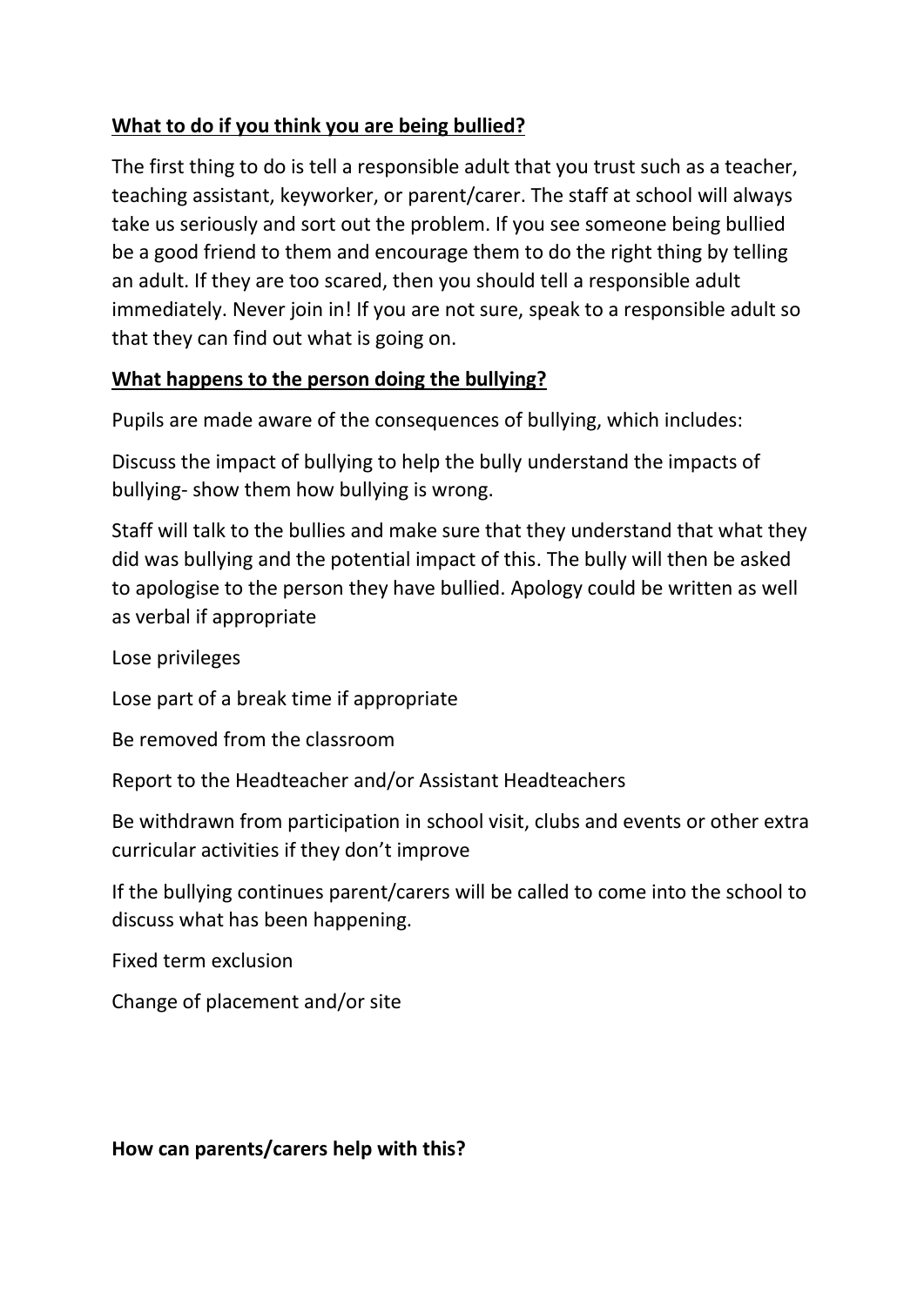**<u>What to do if you think you are being bullied?</u>**

The first thing to do is tell a responsible adult that you trust such as a teacher, teaching assistant, keyworker, or parent/carer. The staff at school will always take us seriously and sort out the problem. If you see someone being bullied be a good friend to them and encourage them to do the right thing by telling an adult. If they are too scared, then you should tell a responsible adult immediately. Never join in! If you are not sure, speak to a responsible adult so that they can find out what is going on.

**<u>What happens to the person doing the bullying?</u>**

Pupils are made aware of the consequences of bullying, which includes:

Discuss the impact of bullying to help the bully understand the impacts of bullying- show them how bullying is wrong.

Staff will talk to the bullies and make sure that they understand that what they did was bullying and the potential impact of this. The bully will then be asked to apologise to the person they have bullied. Apology could be written as well as verbal if appropriate

Lose privileges

Lose part of a break time if appropriate

Be removed from the classroom

Report to the Headteacher and/or Assistant Headteachers

Be withdrawn from participation in school visit, clubs and events or other extra curricular activities if they don't improve

If the bullying continues parent/carers will be called to come into the school to discuss what has been happening.

Fixed term exclusion

Change of placement and/or site

**How can parents/carers help with this?**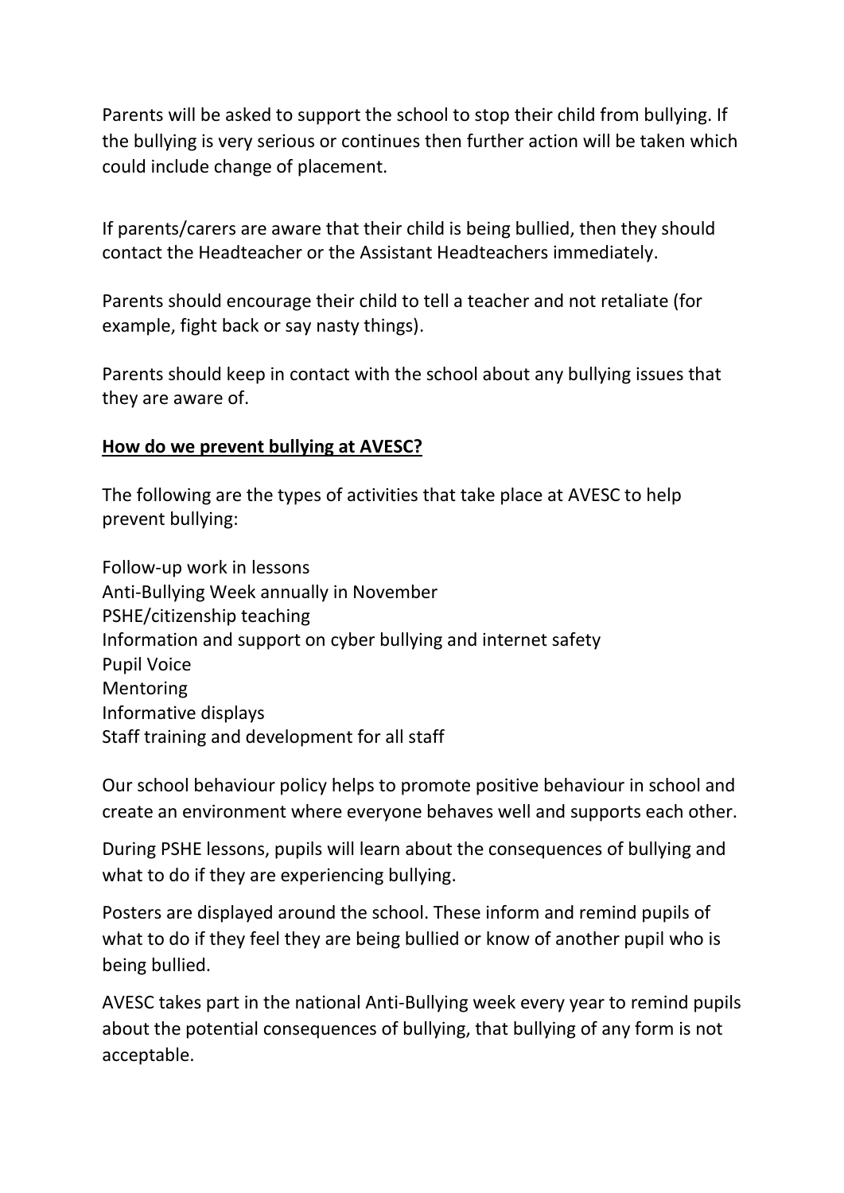Parents will be asked to support the school to stop their child from bullying. If the bullying is very serious or continues then further action will be taken which could include change of placement.

If parents/carers are aware that their child is being bullied, then they should contact the Headteacher or the Assistant Headteachers immediately.

Parents should encourage their child to tell a teacher and not retaliate (for example, fight back or say nasty things).

Parents should keep in contact with the school about any bullying issues that they are aware of.

**<u>How do we prevent bullying at AVESC?</u>**

The following are the types of activities that take place at AVESC to help prevent bullying:

Follow-up work in lessons
Anti-Bullying Week annually in November
PSHE/citizenship teaching
Information and support on cyber bullying and internet safety
Pupil Voice
Mentoring
Informative displays
Staff training and development for all staff

Our school behaviour policy helps to promote positive behaviour in school and create an environment where everyone behaves well and supports each other.

During PSHE lessons, pupils will learn about the consequences of bullying and what to do if they are experiencing bullying.

Posters are displayed around the school. These inform and remind pupils of what to do if they feel they are being bullied or know of another pupil who is being bullied.

AVESC takes part in the national Anti-Bullying week every year to remind pupils about the potential consequences of bullying, that bullying of any form is not acceptable.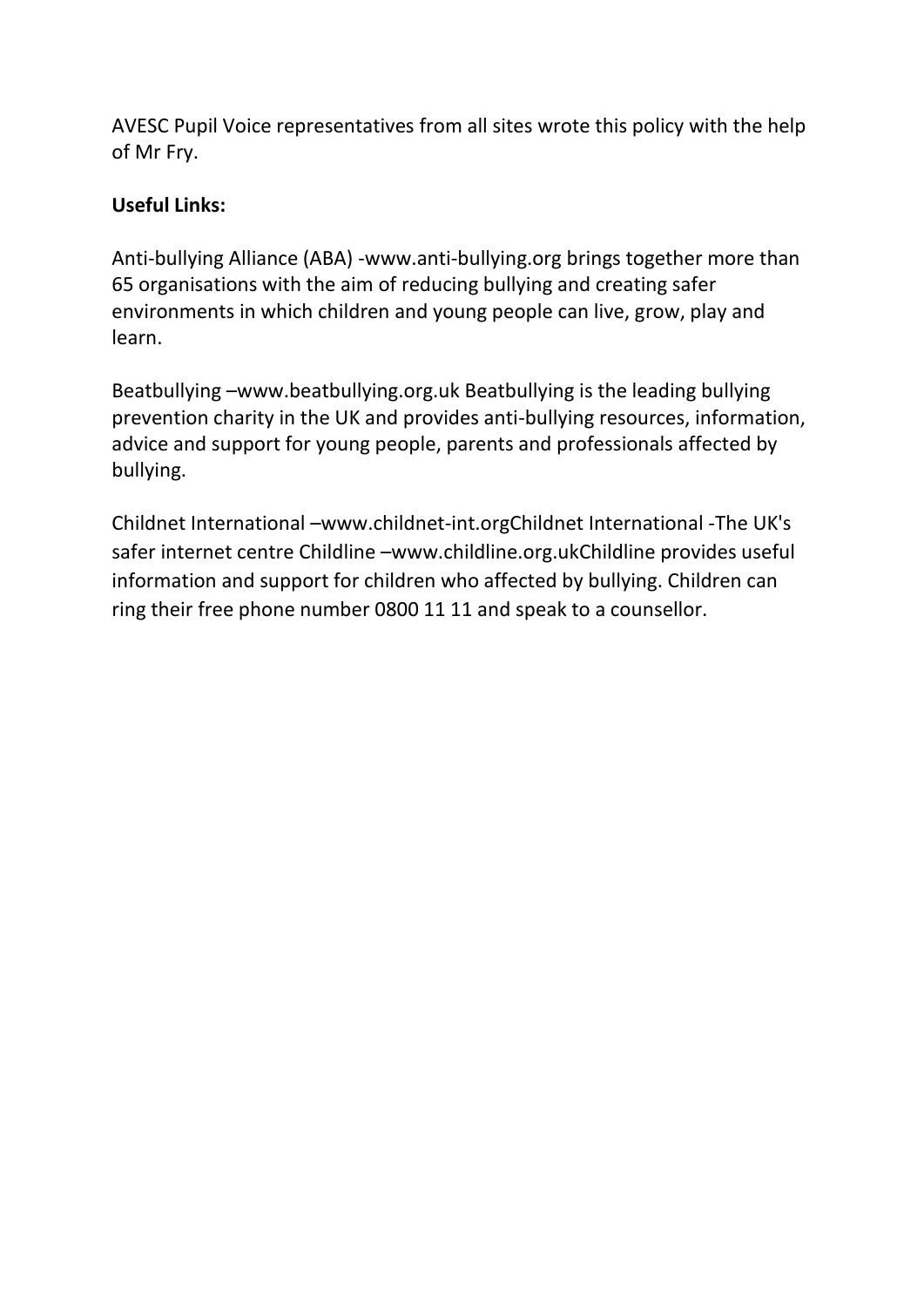AVESC Pupil Voice representatives from all sites wrote this policy with the help of Mr Fry.

**Useful Links:**

Anti-bullying Alliance (ABA) -www.anti-bullying.org brings together more than 65 organisations with the aim of reducing bullying and creating safer environments in which children and young people can live, grow, play and learn.

Beatbullying –www.beatbullying.org.uk Beatbullying is the leading bullying prevention charity in the UK and provides anti-bullying resources, information, advice and support for young people, parents and professionals affected by bullying.

Childnet International –www.childnet-int.orgChildnet International -The UK's safer internet centre Childline –www.childline.org.ukChildline provides useful information and support for children who affected by bullying. Children can ring their free phone number 0800 11 11 and speak to a counsellor.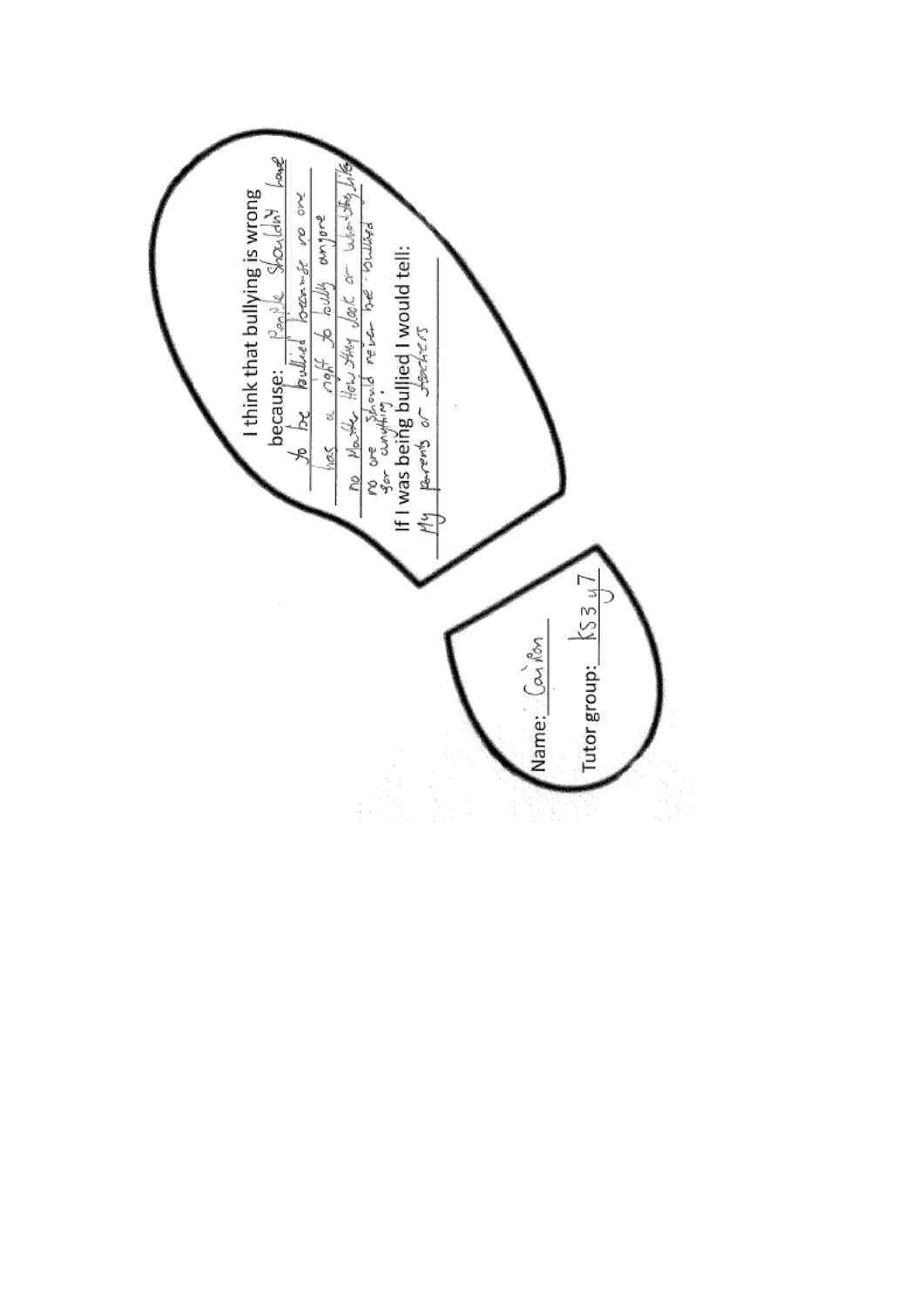I think that bullying is wrong because: People shouldn't have to be bullied because no one has a right to bully anyone no matter how they look or what they like no one should never be bullied for anything.

If I was being bullied I would tell: My parents or teachers

Name: Carlon

Tutor group: KS3 y7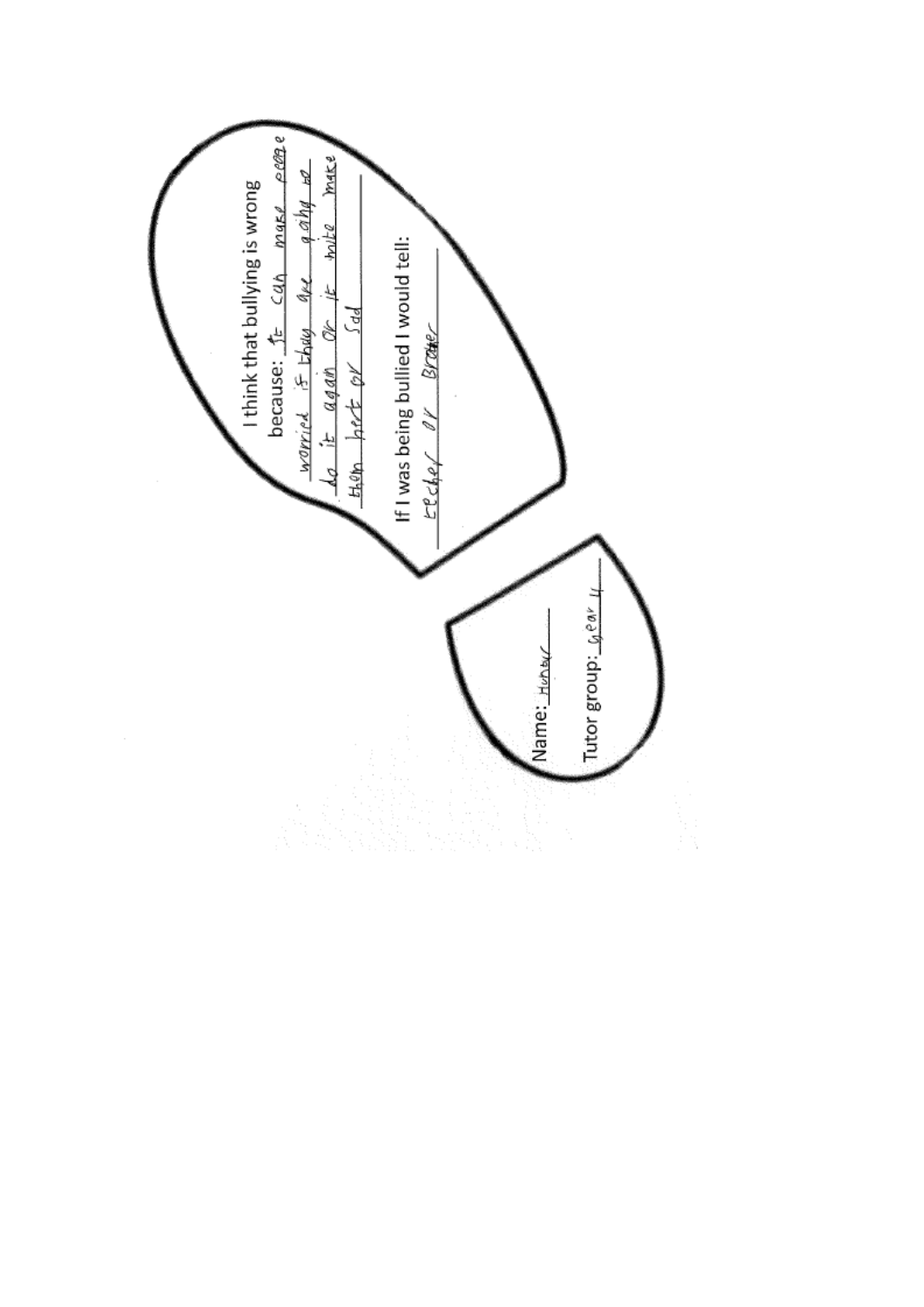I think that bullying is wrong because: It can make people worried if thay are going to do it again Or it wite make them hert or sad

If I was being bullied I would tell: techer or Broter

Name: Hunter

Tutor group: year 4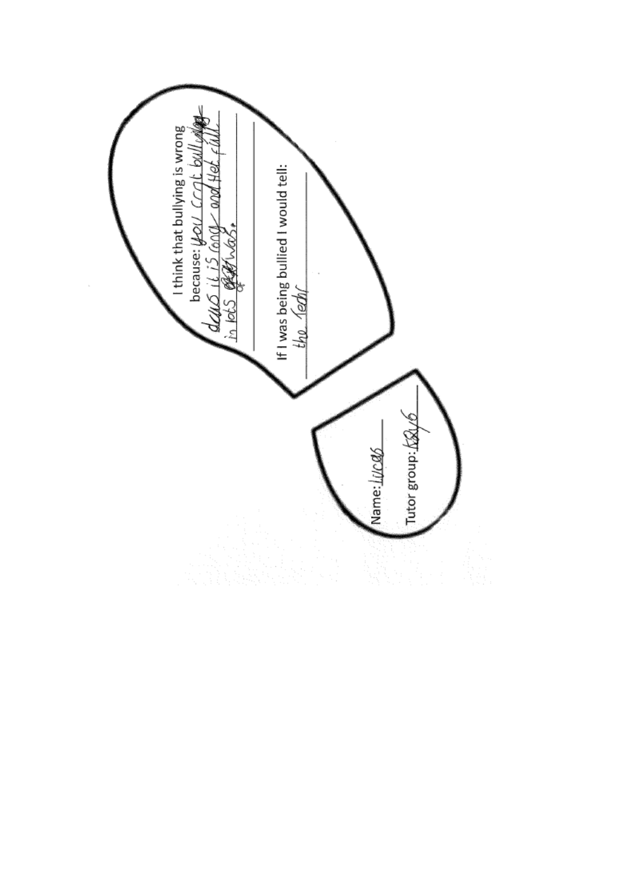I think that bullying is wrong because: you cant bullying deus it is rong and it's full in lots of ways.

If I was being bullied I would tell: the tehr

Name: lucas

Tutor group: 10X/6